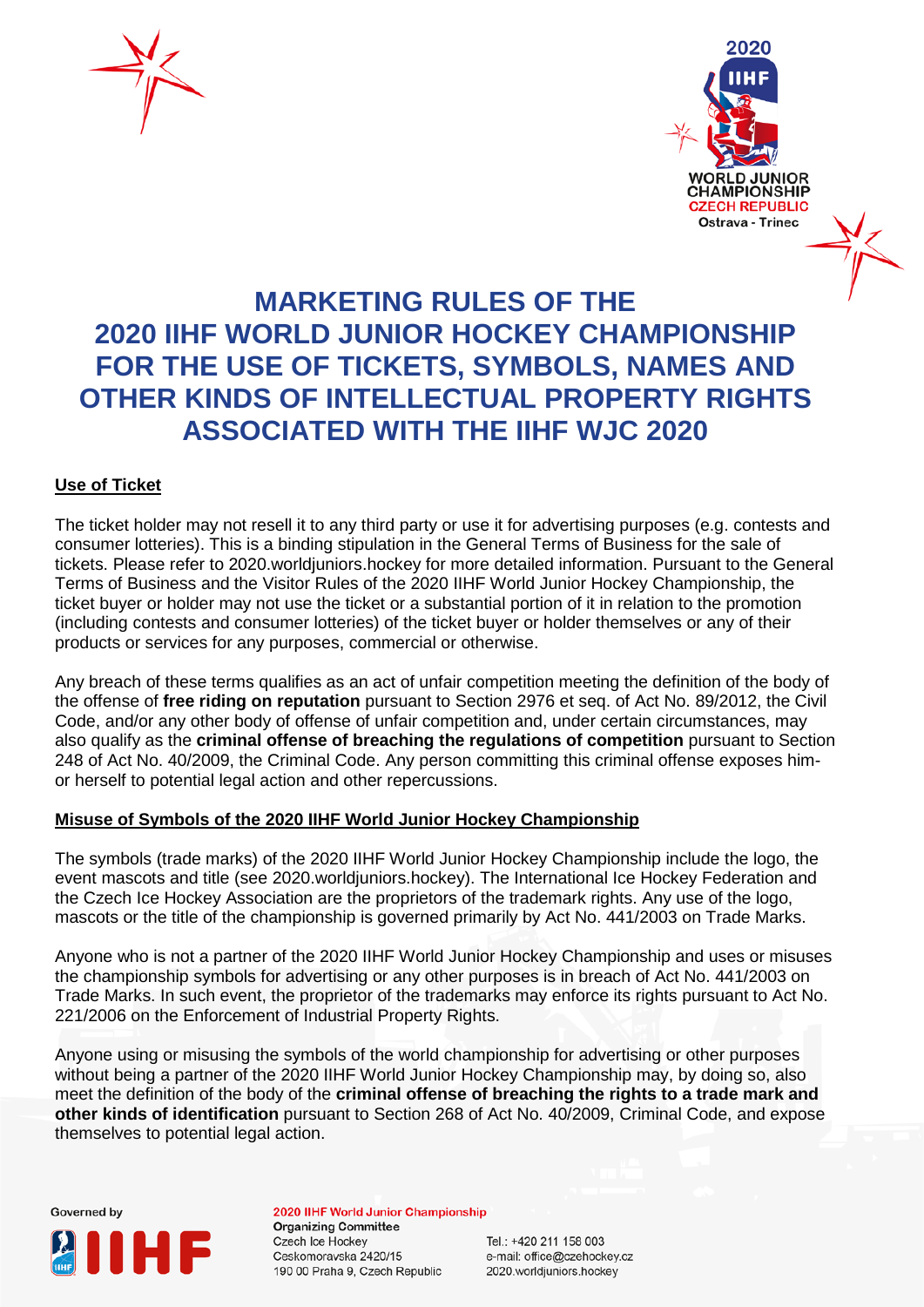# MARKETING RULES OF THE 2020 IIHF WORLD JUNIOR HOCKEY CHAMPIONSHIP FOR THE USE OF TICKETS, SYMBOLS, NAMES AND OTHER KINDS OF INTELLECTUAL PROPERTY RIGHTS ASSOCIATED WITH THE IIHF WJC 2020

## Use of Ticket

The ticket holder may not resell it to any third party or use it for advertising purposes (e.g. contests and consumer lotteries). This is a binding stipulation in the General Terms of Business for the sale of tickets. Please refer to 2020.worldjuniors.hockey for more detailed information. Pursuant to the General Terms of Business and the Visitor Rules of the 2020 IIHF World Junior Hockey Championship, the ticket buyer or holder may not use the ticket or a substantial portion of it in relation to the promotion (including contests and consumer lotteries) of the ticket buyer or holder themselves or any of their products or services for any purposes, commercial or otherwise.

Any breach of these terms qualifies as an act of unfair competition meeting the definition of the body of the offense of **free riding on reputation** pursuant to Section 2976 et seq. of Act No. 89/2012, the Civil Code, and/or any other body of offense of unfair competition and, under certain circumstances, may also qualify as the **criminal offense of breaching the regulations of competition** pursuant to Section 248 of Act No. 40/2009, the Criminal Code. Any person committing this criminal offense exposes him- or herself to potential legal action and other repercussions.

## Misuse of Symbols of the 2020 IIHF World Junior Hockey Championship

The symbols (trade marks) of the 2020 IIHF World Junior Hockey Championship include the logo, the event mascots and title (see 2020.worldjuniors.hockey). The International Ice Hockey Federation and the Czech Ice Hockey Association are the proprietors of the trademark rights. Any use of the logo, mascots or the title of the championship is governed primarily by Act No. 441/2003 on Trade Marks.

Anyone who is not a partner of the 2020 IIHF World Junior Hockey Championship and uses or misuses the championship symbols for advertising or any other purposes is in breach of Act No. 441/2003 on Trade Marks. In such event, the proprietor of the trademarks may enforce its rights pursuant to Act No. 221/2006 on the Enforcement of Industrial Property Rights.

Anyone using or misusing the symbols of the world championship for advertising or other purposes without being a partner of the 2020 IIHF World Junior Hockey Championship may, by doing so, also meet the definition of the body of the **criminal offense of breaching the rights to a trade mark and other kinds of identification** pursuant to Section 268 of Act No. 40/2009, Criminal Code, and expose themselves to potential legal action.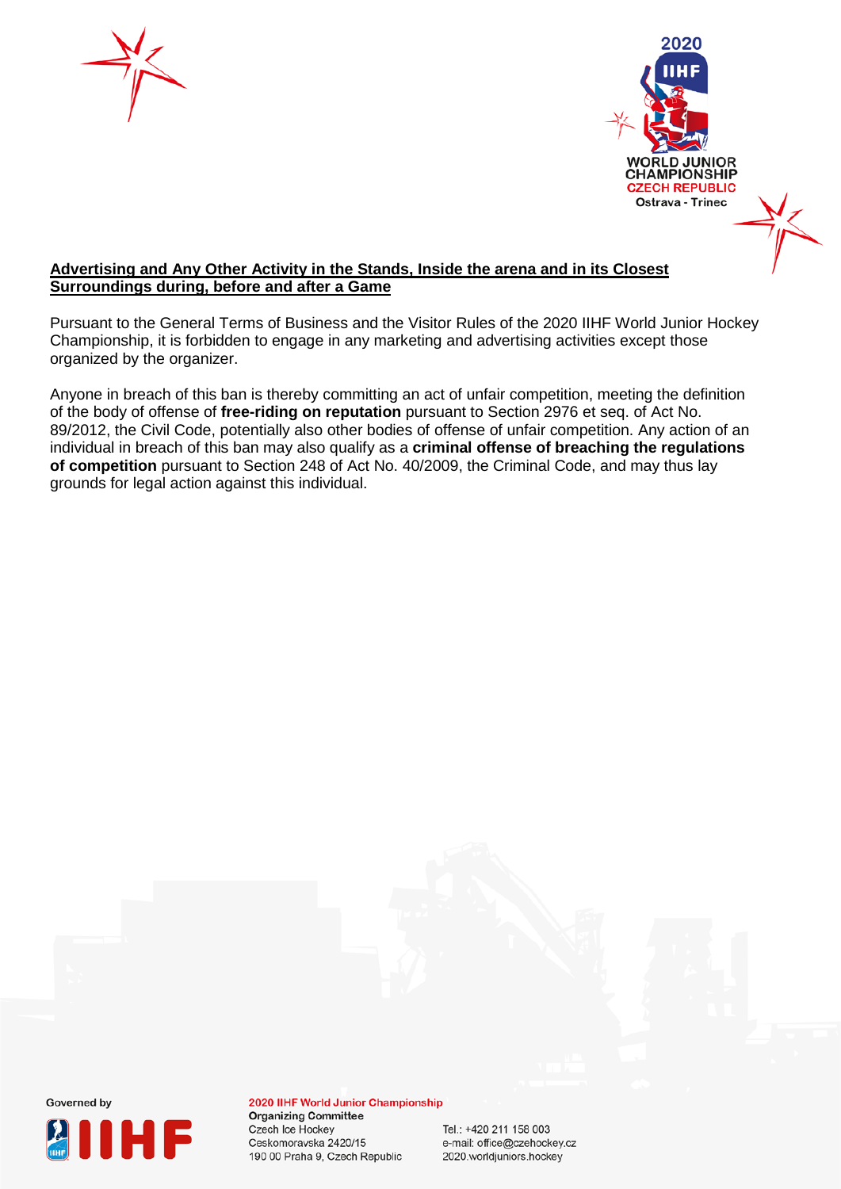**Advertising and Any Other Activity in the Stands, Inside the arena and in its Closest Surroundings during, before and after a Game**

Pursuant to the General Terms of Business and the Visitor Rules of the 2020 IIHF World Junior Hockey Championship, it is forbidden to engage in any marketing and advertising activities except those organized by the organizer.

Anyone in breach of this ban is thereby committing an act of unfair competition, meeting the definition of the body of offense of **free-riding on reputation** pursuant to Section 2976 et seq. of Act No. 89/2012, the Civil Code, potentially also other bodies of offense of unfair competition. Any action of an individual in breach of this ban may also qualify as a **criminal offense of breaching the regulations of competition** pursuant to Section 248 of Act No. 40/2009, the Criminal Code, and may thus lay grounds for legal action against this individual.